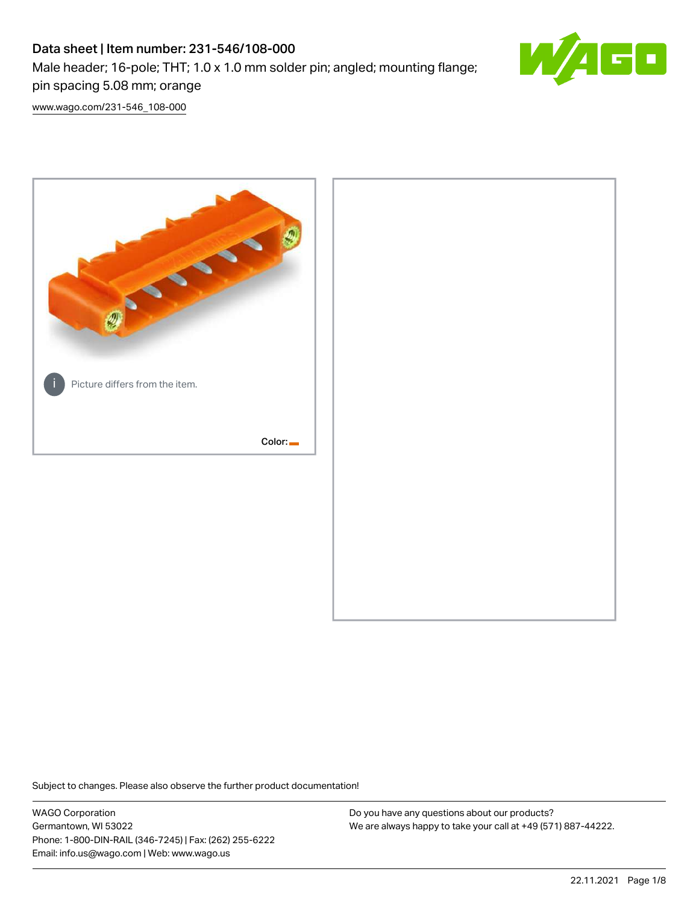# Data sheet | Item number: 231-546/108-000

Male header; 16-pole; THT; 1.0 x 1.0 mm solder pin; angled; mounting flange; pin spacing 5.08 mm; orange

www.wago.com/231-546_108-000

Picture differs from the item.

Color:

Subject to changes. Please also observe the further product documentation!

WAGO Corporation
Germantown, WI 53022
Phone: 1-800-DIN-RAIL (346-7245) | Fax: (262) 255-6222
Email: info.us@wago.com | Web: www.wago.us

Do you have any questions about our products?
We are always happy to take your call at +49 (571) 887-44222.

22.11.2021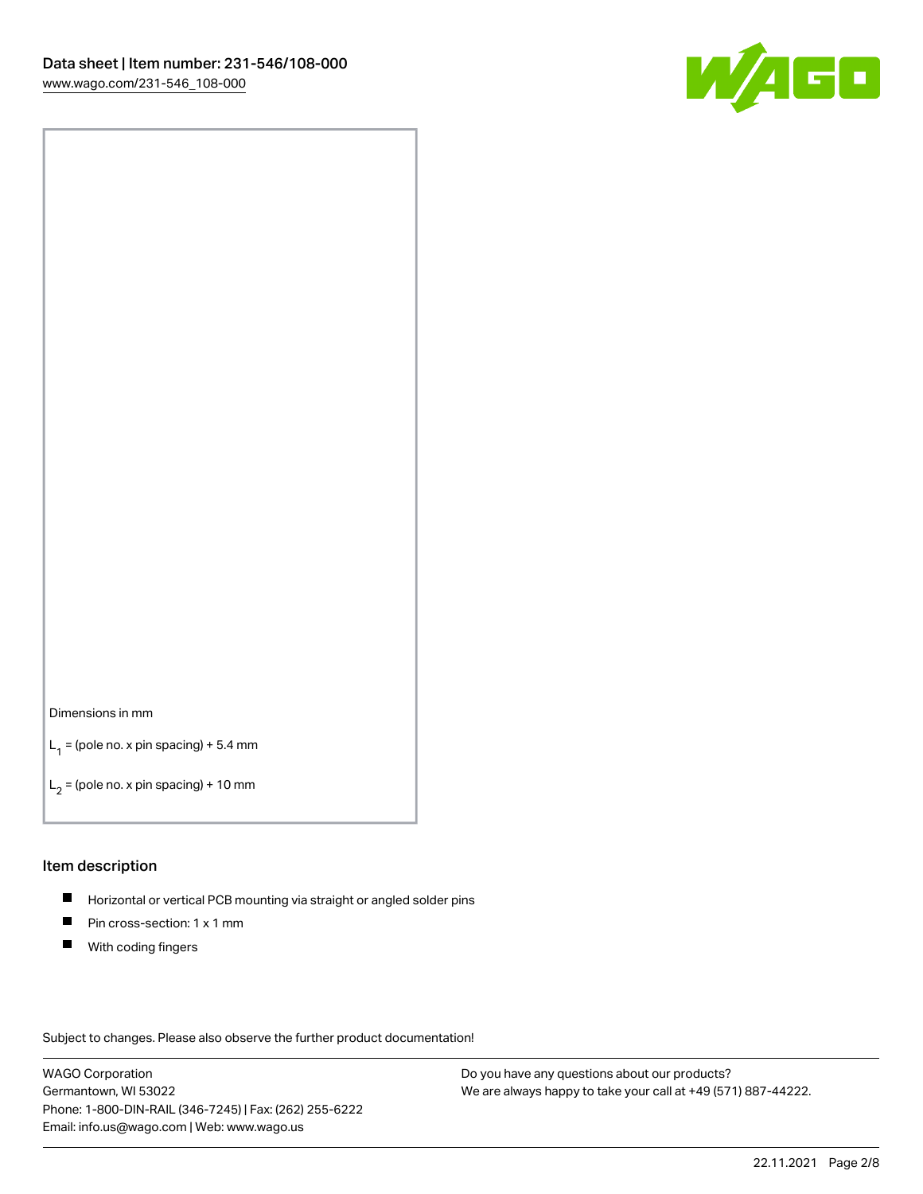Dimensions in mm

$L_1$ = (pole no. x pin spacing) + 5.4 mm

$L_2$ = (pole no. x pin spacing) + 10 mm

## Item description

- Horizontal or vertical PCB mounting via straight or angled solder pins
- Pin cross-section: 1 x 1 mm
- With coding fingers

Subject to changes. Please also observe the further product documentation!

WAGO Corporation
Germantown, WI 53022
Phone: 1-800-DIN-RAIL (346-7245) | Fax: (262) 255-6222
Email: info.us@wago.com | Web: www.wago.us

Do you have any questions about our products?
We are always happy to take your call at +49 (571) 887-44222.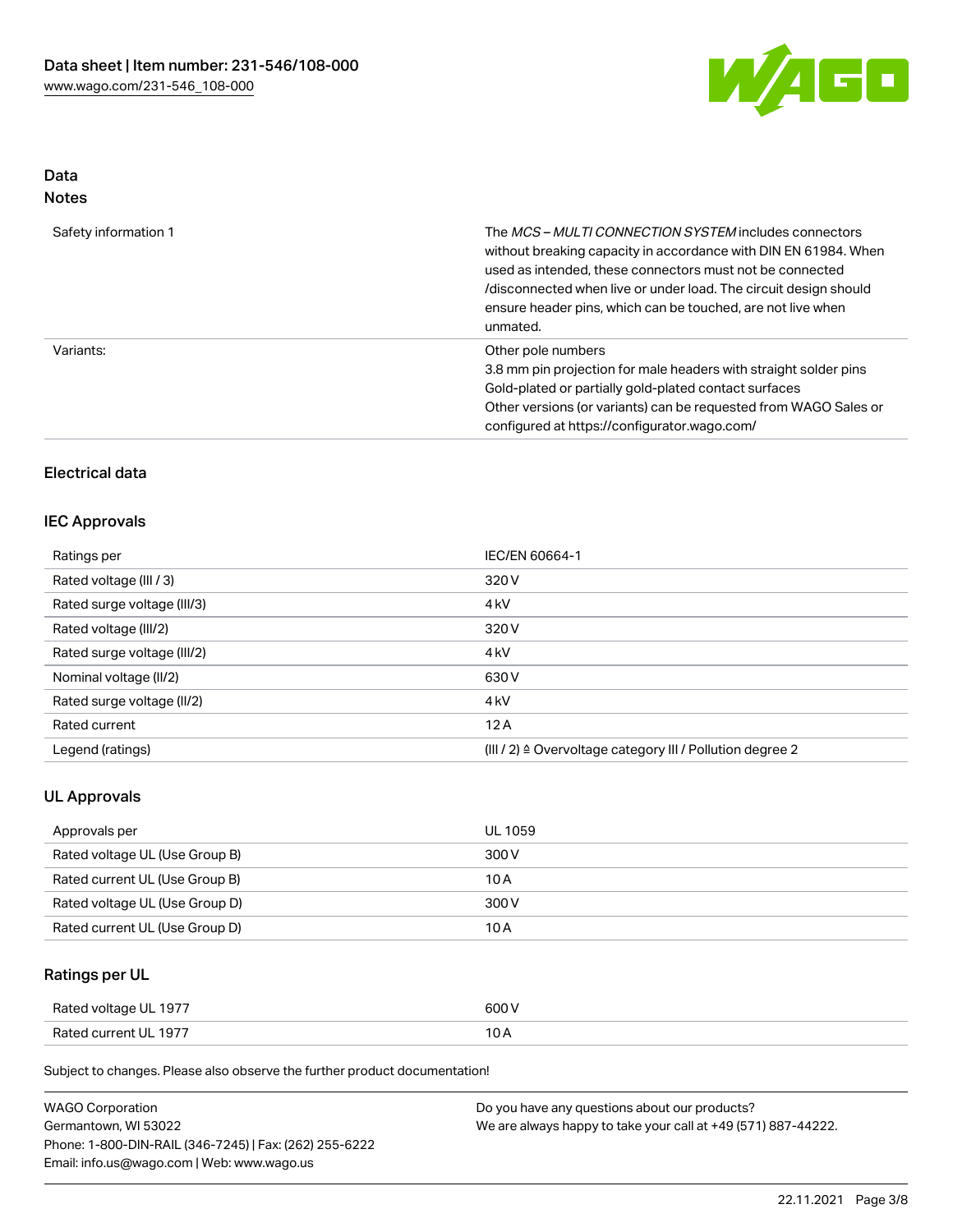## Data
### Notes

| | |
|---|---|
| Safety information 1 | The *MCS – MULTI CONNECTION SYSTEM* includes connectors without breaking capacity in accordance with DIN EN 61984. When used as intended, these connectors must not be connected /disconnected when live or under load. The circuit design should ensure header pins, which can be touched, are not live when unmated. |
| Variants: | Other pole numbers<br>3.8 mm pin projection for male headers with straight solder pins<br>Gold-plated or partially gold-plated contact surfaces<br>Other versions (or variants) can be requested from WAGO Sales or configured at https://configurator.wago.com/ |

### Electrical data

### IEC Approvals

| | |
|---|---|
| Ratings per | IEC/EN 60664-1 |
| Rated voltage (III / 3) | 320 V |
| Rated surge voltage (III/3) | 4 kV |
| Rated voltage (III/2) | 320 V |
| Rated surge voltage (III/2) | 4 kV |
| Nominal voltage (II/2) | 630 V |
| Rated surge voltage (II/2) | 4 kV |
| Rated current | 12 A |
| Legend (ratings) | (III / 2) ≙ Overvoltage category III / Pollution degree 2 |

### UL Approvals

| | |
|---|---|
| Approvals per | UL 1059 |
| Rated voltage UL (Use Group B) | 300 V |
| Rated current UL (Use Group B) | 10 A |
| Rated voltage UL (Use Group D) | 300 V |
| Rated current UL (Use Group D) | 10 A |

### Ratings per UL

| | |
|---|---|
| Rated voltage UL 1977 | 600 V |
| Rated current UL 1977 | 10 A |

Subject to changes. Please also observe the further product documentation!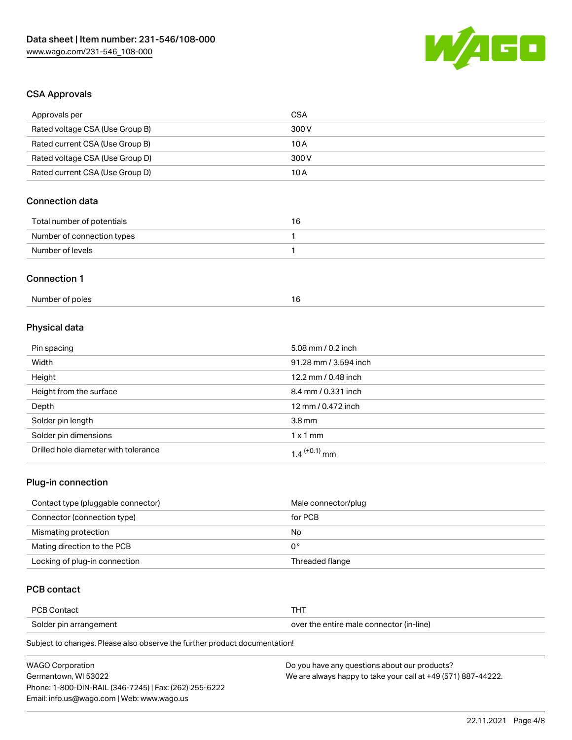## CSA Approvals

| Approvals per | CSA |
| --- | --- |
| Rated voltage CSA (Use Group B) | 300 V |
| Rated current CSA (Use Group B) | 10 A |
| Rated voltage CSA (Use Group D) | 300 V |
| Rated current CSA (Use Group D) | 10 A |

## Connection data

| Total number of potentials | 16 |
| --- | --- |
| Number of connection types | 1 |
| Number of levels | 1 |

## Connection 1

| Number of poles | 16 |
| --- | --- |

## Physical data

| Pin spacing | 5.08 mm / 0.2 inch |
| --- | --- |
| Width | 91.28 mm / 3.594 inch |
| Height | 12.2 mm / 0.48 inch |
| Height from the surface | 8.4 mm / 0.331 inch |
| Depth | 12 mm / 0.472 inch |
| Solder pin length | 3.8 mm |
| Solder pin dimensions | 1 x 1 mm |
| Drilled hole diameter with tolerance | $1.4^{(+0.1)}$ mm |

## Plug-in connection

| Contact type (pluggable connector) | Male connector/plug |
| --- | --- |
| Connector (connection type) | for PCB |
| Mismating protection | No |
| Mating direction to the PCB | 0 ° |
| Locking of plug-in connection | Threaded flange |

## PCB contact

| PCB Contact | THT |
| --- | --- |
| Solder pin arrangement | over the entire male connector (in-line) |

Subject to changes. Please also observe the further product documentation!

WAGO Corporation
Germantown, WI 53022
Phone: 1-800-DIN-RAIL (346-7245) | Fax: (262) 255-6222
Email: info.us@wago.com | Web: www.wago.us

Do you have any questions about our products?
We are always happy to take your call at +49 (571) 887-44222.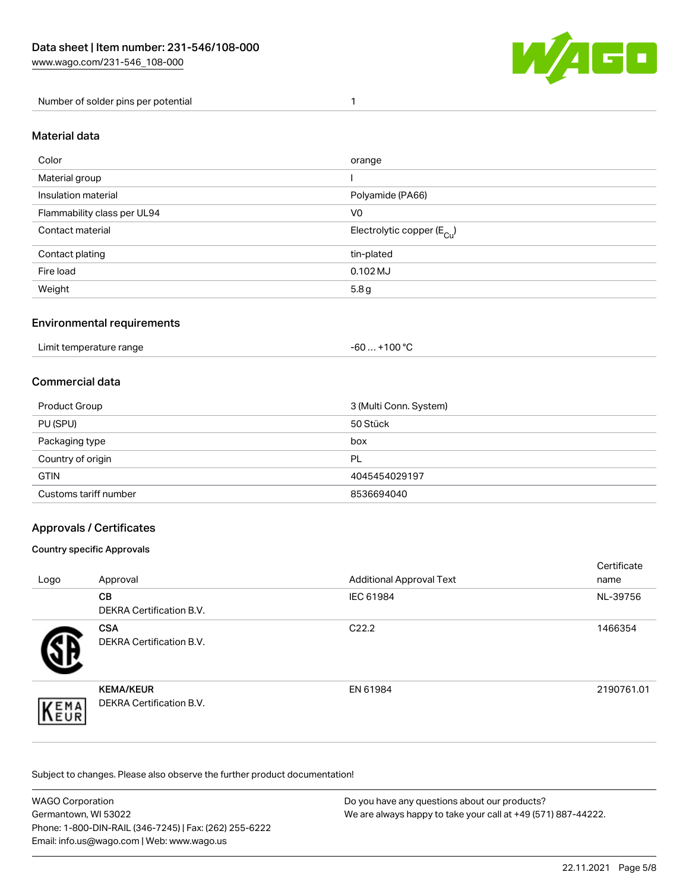| Number of solder pins per potential | 1 |
|---|---|

## Material data

| Color | orange |
|---|---|
| Material group | I |
| Insulation material | Polyamide (PA66) |
| Flammability class per UL94 | V0 |
| Contact material | Electrolytic copper ($E_{Cu}$) |
| Contact plating | tin-plated |
| Fire load | 0.102 MJ |
| Weight | 5.8 g |

## Environmental requirements

| Limit temperature range | -60 … +100 °C |
|---|---|

## Commercial data

| Product Group | 3 (Multi Conn. System) |
|---|---|
| PU (SPU) | 50 Stück |
| Packaging type | box |
| Country of origin | PL |
| GTIN | 4045454029197 |
| Customs tariff number | 8536694040 |

## Approvals / Certificates

### Country specific Approvals

| Logo | Approval | Additional Approval Text | Certificate name |
|---|---|---|---|
| | **CB** DEKRA Certification B.V. | IEC 61984 | NL-39756 |
| | **CSA** DEKRA Certification B.V. | C22.2 | 1466354 |
| | **KEMA/KEUR** DEKRA Certification B.V. | EN 61984 | 2190761.01 |

Subject to changes. Please also observe the further product documentation!

WAGO Corporation
Germantown, WI 53022
Phone: 1-800-DIN-RAIL (346-7245) | Fax: (262) 255-6222
Email: info.us@wago.com | Web: www.wago.us

Do you have any questions about our products?
We are always happy to take your call at +49 (571) 887-44222.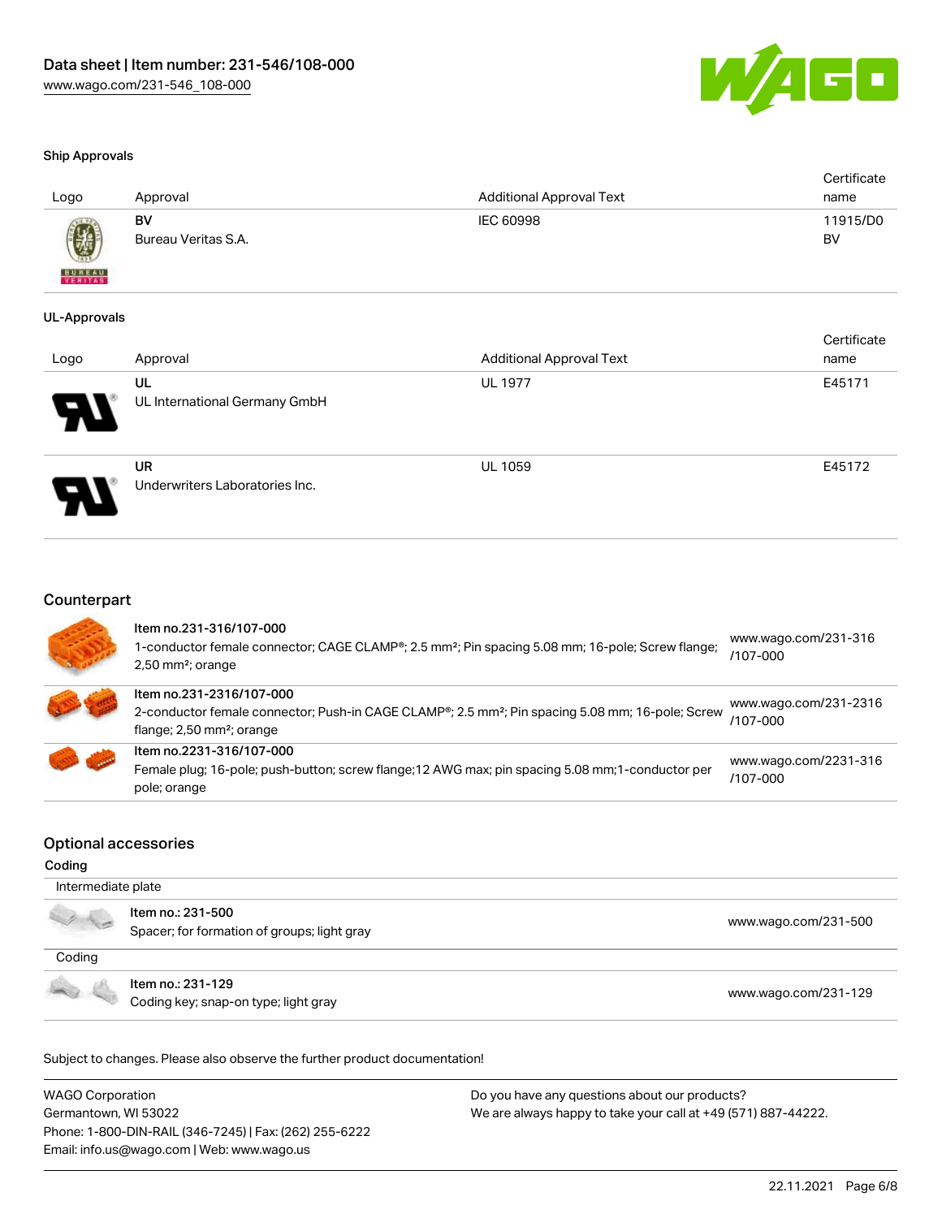### Ship Approvals

| Logo | Approval | Additional Approval Text | Certificate name |
|---|---|---|---|
| | **BV**<br>Bureau Veritas S.A. | IEC 60998 | 11915/D0 BV |

### UL-Approvals

| Logo | Approval | Additional Approval Text | Certificate name |
|---|---|---|---|
| | **UL**<br>UL International Germany GmbH | UL 1977 | E45171 |
| | **UR**<br>Underwriters Laboratories Inc. | UL 1059 | E45172 |

## Counterpart

| | | |
|---|---|---|
| | Item no.231-316/107-000<br>1-conductor female connector; CAGE CLAMP®; 2.5 mm²; Pin spacing 5.08 mm; 16-pole; Screw flange; 2,50 mm²; orange | www.wago.com/231-316/107-000 |
| | Item no.231-2316/107-000<br>2-conductor female connector; Push-in CAGE CLAMP®; 2.5 mm²; Pin spacing 5.08 mm; 16-pole; Screw flange; 2,50 mm²; orange | www.wago.com/231-2316/107-000 |
| | Item no.2231-316/107-000<br>Female plug; 16-pole; push-button; screw flange;12 AWG max; pin spacing 5.08 mm;1-conductor per pole; orange | www.wago.com/2231-316/107-000 |

## Optional accessories

### Coding

Intermediate plate

| | | |
|---|---|---|
| | Item no.: 231-500<br>Spacer; for formation of groups; light gray | www.wago.com/231-500 |

Coding

| | | |
|---|---|---|
| | Item no.: 231-129<br>Coding key; snap-on type; light gray | www.wago.com/231-129 |

Subject to changes. Please also observe the further product documentation!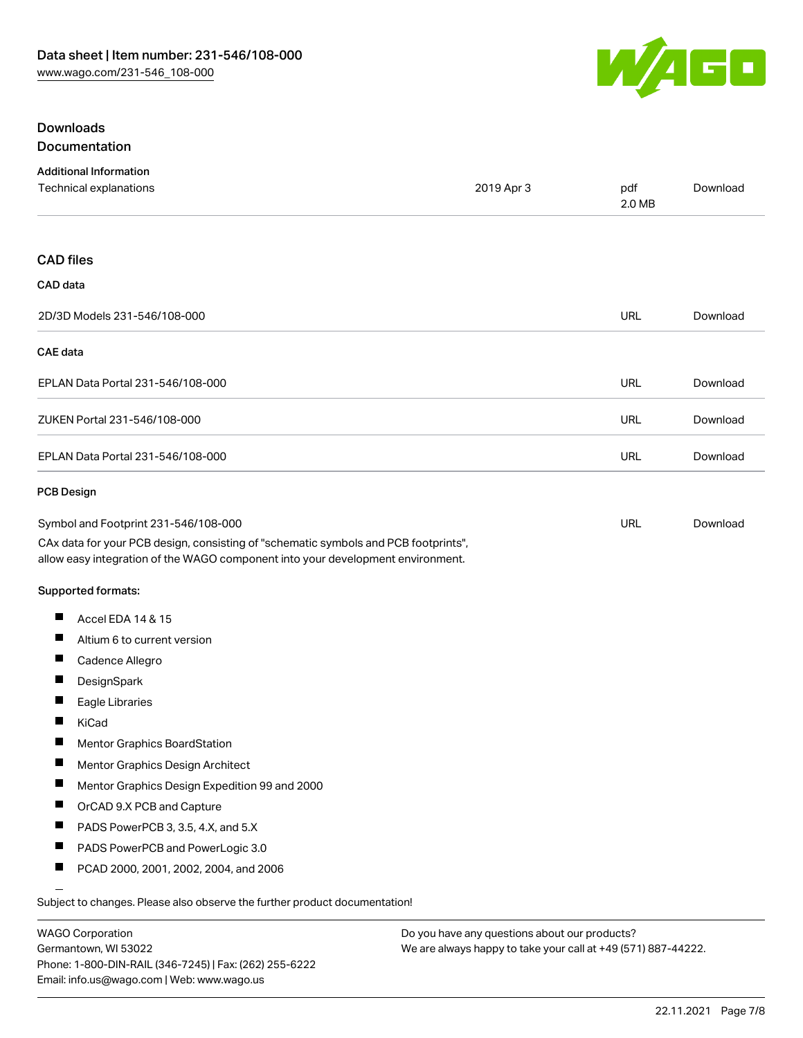## Downloads

### Documentation

**Additional Information**

| | | | |
|---|---|---|---|
| Technical explanations | 2019 Apr 3 | pdf 2.0 MB | Download |

## CAD files

### CAD data

| | | |
|---|---|---|
| 2D/3D Models 231-546/108-000 | URL | Download |

### CAE data

| | | |
|---|---|---|
| EPLAN Data Portal 231-546/108-000 | URL | Download |
| ZUKEN Portal 231-546/108-000 | URL | Download |
| EPLAN Data Portal 231-546/108-000 | URL | Download |

### PCB Design

| | | |
|---|---|---|
| Symbol and Footprint 231-546/108-000 | URL | Download |

CAx data for your PCB design, consisting of "schematic symbols and PCB footprints", allow easy integration of the WAGO component into your development environment.

**Supported formats:**

- Accel EDA 14 & 15
- Altium 6 to current version
- Cadence Allegro
- DesignSpark
- Eagle Libraries
- KiCad
- Mentor Graphics BoardStation
- Mentor Graphics Design Architect
- Mentor Graphics Design Expedition 99 and 2000
- OrCAD 9.X PCB and Capture
- PADS PowerPCB 3, 3.5, 4.X, and 5.X
- PADS PowerPCB and PowerLogic 3.0
- PCAD 2000, 2001, 2002, 2004, and 2006

Subject to changes. Please also observe the further product documentation!

WAGO Corporation
Germantown, WI 53022
Phone: 1-800-DIN-RAIL (346-7245) | Fax: (262) 255-6222
Email: info.us@wago.com | Web: www.wago.us

Do you have any questions about our products?
We are always happy to take your call at +49 (571) 887-44222.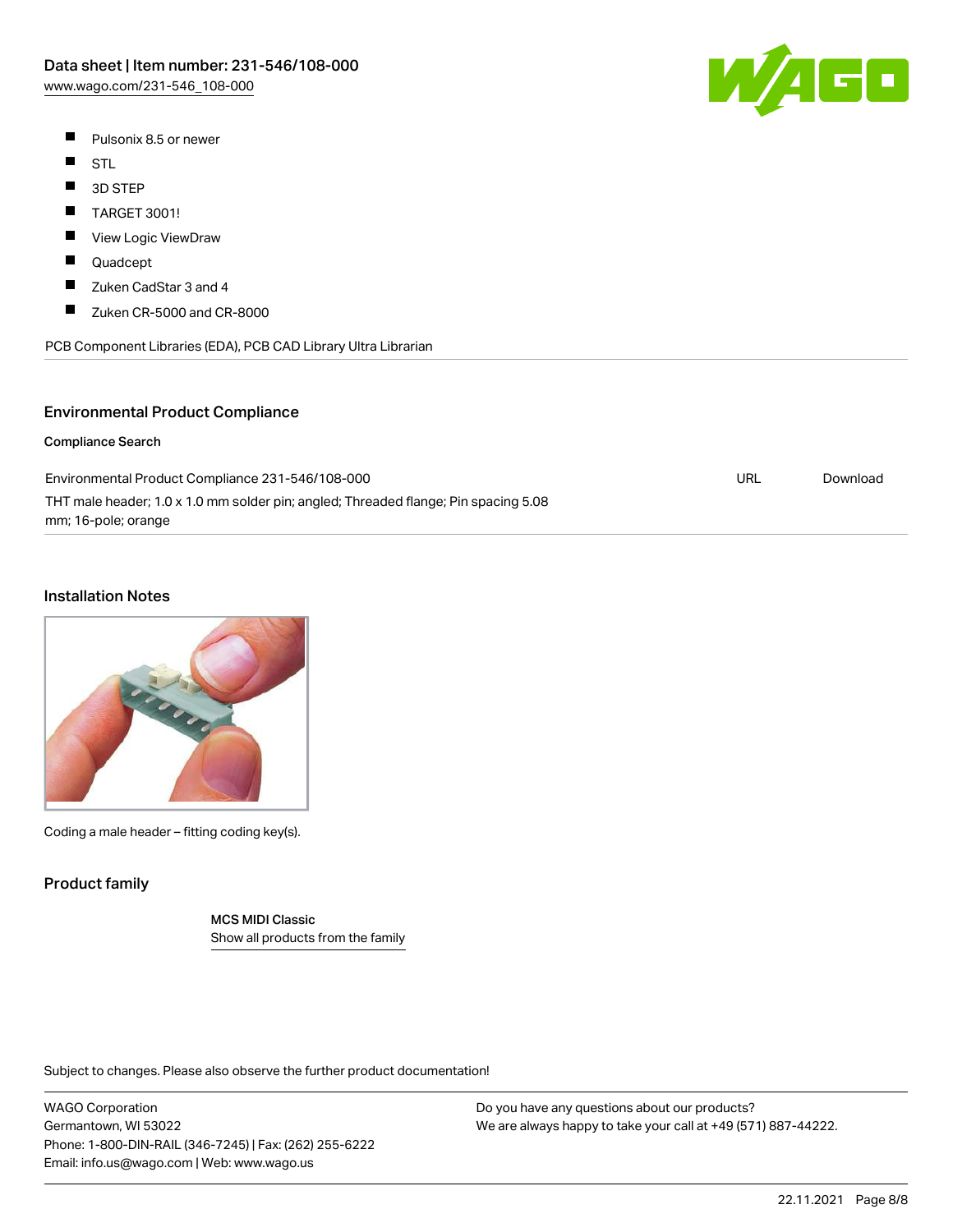- Pulsonix 8.5 or newer
- STL
- 3D STEP
- TARGET 3001!
- View Logic ViewDraw
- Quadcept
- Zuken CadStar 3 and 4
- Zuken CR-5000 and CR-8000

PCB Component Libraries (EDA), PCB CAD Library Ultra Librarian

## Environmental Product Compliance

**Compliance Search**

| | | |
|---|---|---|
| Environmental Product Compliance 231-546/108-000 | URL | Download |
| THT male header; 1.0 x 1.0 mm solder pin; angled; Threaded flange; Pin spacing 5.08 mm; 16-pole; orange | | |

## Installation Notes

Coding a male header – fitting coding key(s).

## Product family

**MCS MIDI Classic**
Show all products from the family

Subject to changes. Please also observe the further product documentation!

WAGO Corporation
Germantown, WI 53022
Phone: 1-800-DIN-RAIL (346-7245) | Fax: (262) 255-6222
Email: info.us@wago.com | Web: www.wago.us

Do you have any questions about our products?
We are always happy to take your call at +49 (571) 887-44222.